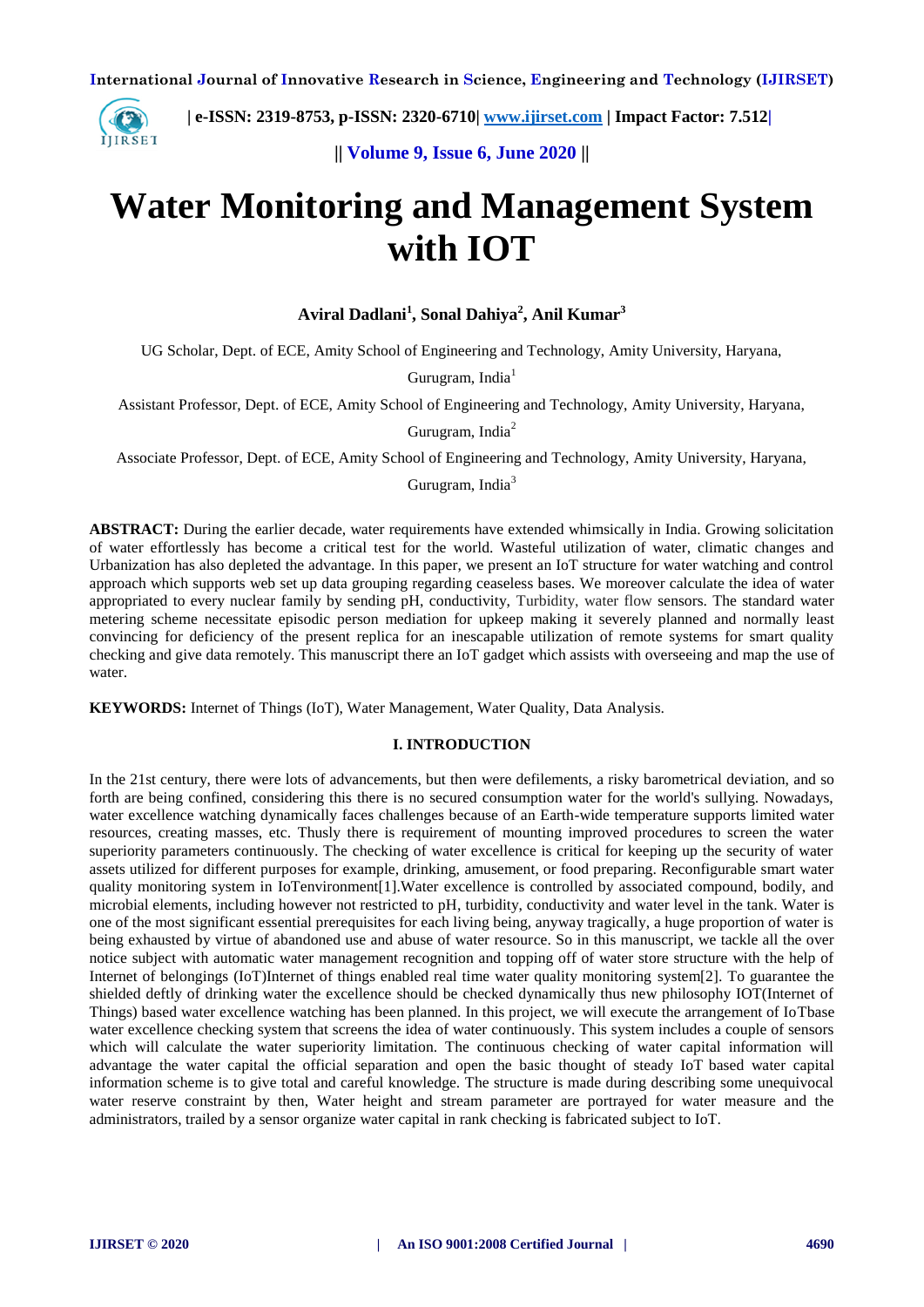# Water Monitoring and Management System with IOT

**Aviral Dadlani[1], Sonal Dahiya[2], Anil Kumar[3]**

UG Scholar, Dept. of ECE, Amity School of Engineering and Technology, Amity University, Haryana, Gurugram, India[1]

Assistant Professor, Dept. of ECE, Amity School of Engineering and Technology, Amity University, Haryana, Gurugram, India[2]

Associate Professor, Dept. of ECE, Amity School of Engineering and Technology, Amity University, Haryana, Gurugram, India[3]

**ABSTRACT:** During the earlier decade, water requirements have extended whimsically in India. Growing solicitation of water effortlessly has become a critical test for the world. Wasteful utilization of water, climatic changes and Urbanization has also depleted the advantage. In this paper, we present an IoT structure for water watching and control approach which supports web set up data grouping regarding ceaseless bases. We moreover calculate the idea of water appropriated to every nuclear family by sending pH, conductivity, Turbidity, water flow sensors. The standard water metering scheme necessitate episodic person mediation for upkeep making it severely planned and normally least convincing for deficiency of the present replica for an inescapable utilization of remote systems for smart quality checking and give data remotely. This manuscript there an IoT gadget which assists with overseeing and map the use of water.

**KEYWORDS:** Internet of Things (IoT), Water Management, Water Quality, Data Analysis.

## I. INTRODUCTION

In the 21st century, there were lots of advancements, but then were defilements, a risky barometrical deviation, and so forth are being confined, considering this there is no secured consumption water for the world's sullying. Nowadays, water excellence watching dynamically faces challenges because of an Earth-wide temperature supports limited water resources, creating masses, etc. Thusly there is requirement of mounting improved procedures to screen the water superiority parameters continuously. The checking of water excellence is critical for keeping up the security of water assets utilized for different purposes for example, drinking, amusement, or food preparing. Reconfigurable smart water quality monitoring system in IoTenvironment[1].Water excellence is controlled by associated compound, bodily, and microbial elements, including however not restricted to pH, turbidity, conductivity and water level in the tank. Water is one of the most significant essential prerequisites for each living being, anyway tragically, a huge proportion of water is being exhausted by virtue of abandoned use and abuse of water resource. So in this manuscript, we tackle all the over notice subject with automatic water management recognition and topping off of water store structure with the help of Internet of belongings (IoT)Internet of things enabled real time water quality monitoring system[2]. To guarantee the shielded deftly of drinking water the excellence should be checked dynamically thus new philosophy IOT(Internet of Things) based water excellence watching has been planned. In this project, we will execute the arrangement of IoTbase water excellence checking system that screens the idea of water continuously. This system includes a couple of sensors which will calculate the water superiority limitation. The continuous checking of water capital information will advantage the water capital the official separation and open the basic thought of steady IoT based water capital information scheme is to give total and careful knowledge. The structure is made during describing some unequivocal water reserve constraint by then, Water height and stream parameter are portrayed for water measure and the administrators, trailed by a sensor organize water capital in rank checking is fabricated subject to IoT.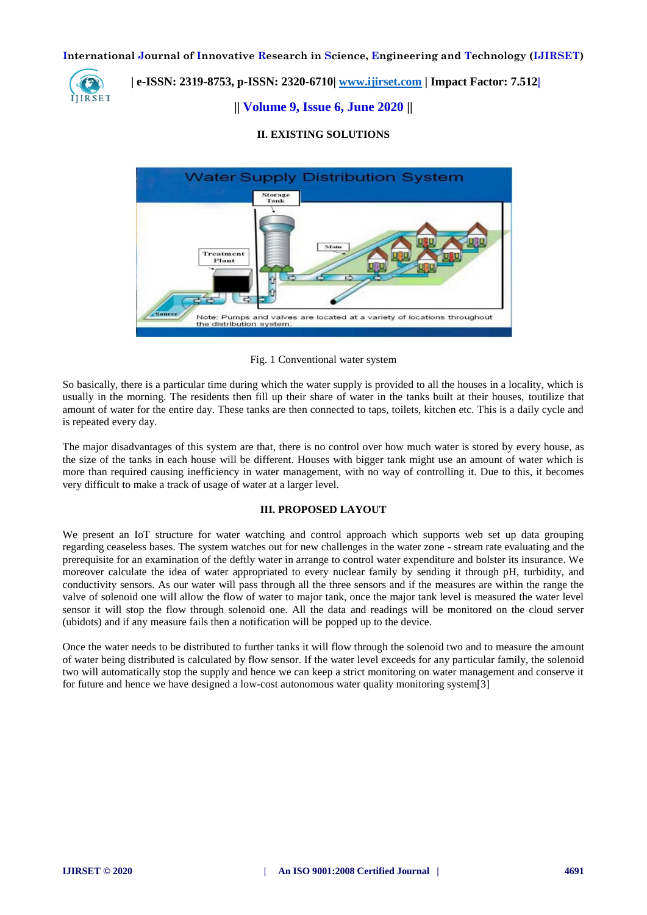## II. EXISTING SOLUTIONS

Fig. 1 Conventional water system

So basically, there is a particular time during which the water supply is provided to all the houses in a locality, which is usually in the morning. The residents then fill up their share of water in the tanks built at their houses, toutilize that amount of water for the entire day. These tanks are then connected to taps, toilets, kitchen etc. This is a daily cycle and is repeated every day.

The major disadvantages of this system are that, there is no control over how much water is stored by every house, as the size of the tanks in each house will be different. Houses with bigger tank might use an amount of water which is more than required causing inefficiency in water management, with no way of controlling it. Due to this, it becomes very difficult to make a track of usage of water at a larger level.

## III. PROPOSED LAYOUT

We present an IoT structure for water watching and control approach which supports web set up data grouping regarding ceaseless bases. The system watches out for new challenges in the water zone - stream rate evaluating and the prerequisite for an examination of the deftly water in arrange to control water expenditure and bolster its insurance. We moreover calculate the idea of water appropriated to every nuclear family by sending it through pH, turbidity, and conductivity sensors. As our water will pass through all the three sensors and if the measures are within the range the valve of solenoid one will allow the flow of water to major tank, once the major tank level is measured the water level sensor it will stop the flow through solenoid one. All the data and readings will be monitored on the cloud server (ubidots) and if any measure fails then a notification will be popped up to the device.

Once the water needs to be distributed to further tanks it will flow through the solenoid two and to measure the amount of water being distributed is calculated by flow sensor. If the water level exceeds for any particular family, the solenoid two will automatically stop the supply and hence we can keep a strict monitoring on water management and conserve it for future and hence we have designed a low-cost autonomous water quality monitoring system[3]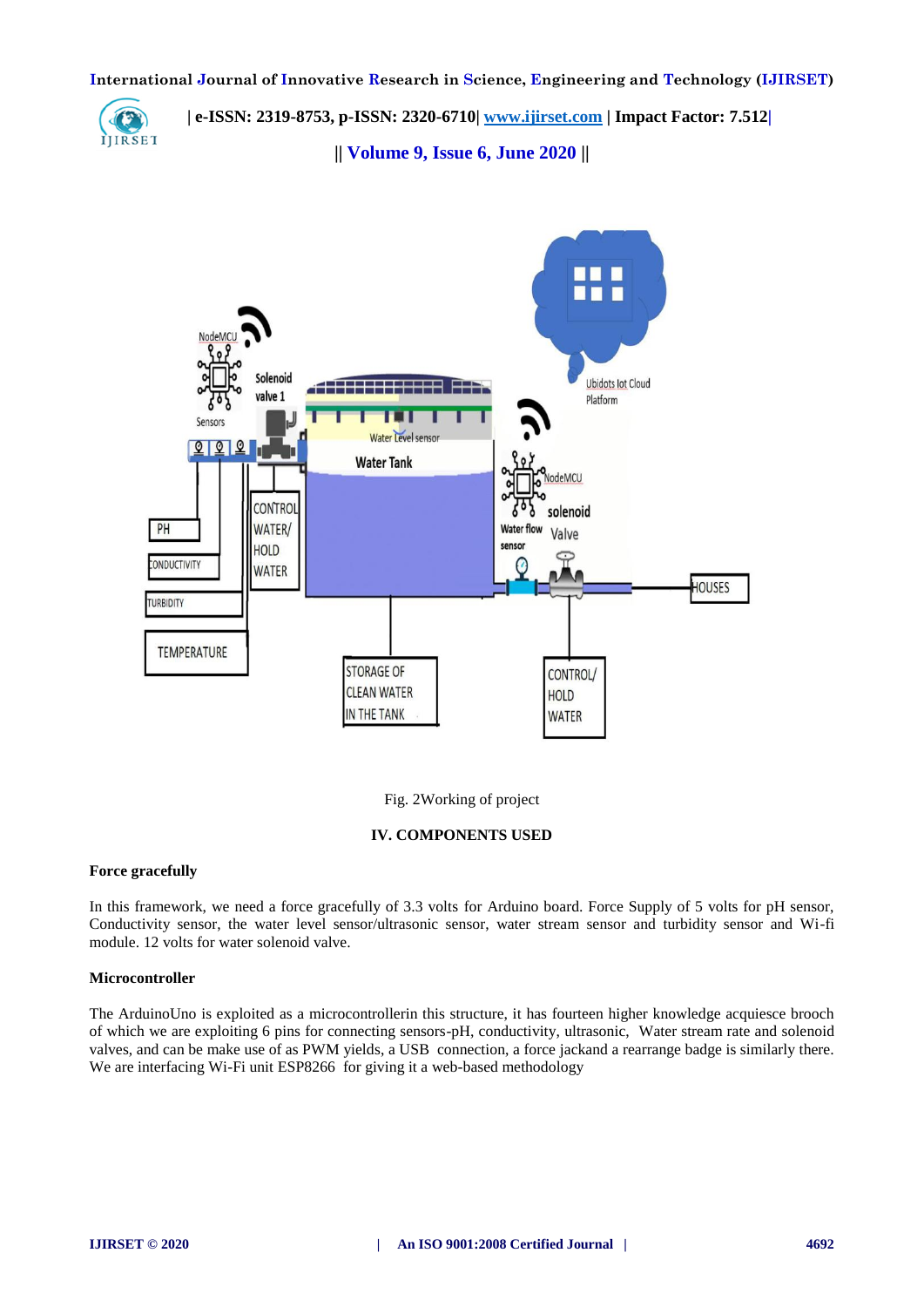Fig. 2Working of project

## IV. COMPONENTS USED

**Force gracefully**

In this framework, we need a force gracefully of 3.3 volts for Arduino board. Force Supply of 5 volts for pH sensor, Conductivity sensor, the water level sensor/ultrasonic sensor, water stream sensor and turbidity sensor and Wi-fi module. 12 volts for water solenoid valve.

**Microcontroller**

The ArduinoUno is exploited as a microcontrollerin this structure, it has fourteen higher knowledge acquiesce brooch of which we are exploiting 6 pins for connecting sensors-pH, conductivity, ultrasonic, Water stream rate and solenoid valves, and can be make use of as PWM yields, a USB connection, a force jackand a rearrange badge is similarly there. We are interfacing Wi-Fi unit ESP8266 for giving it a web-based methodology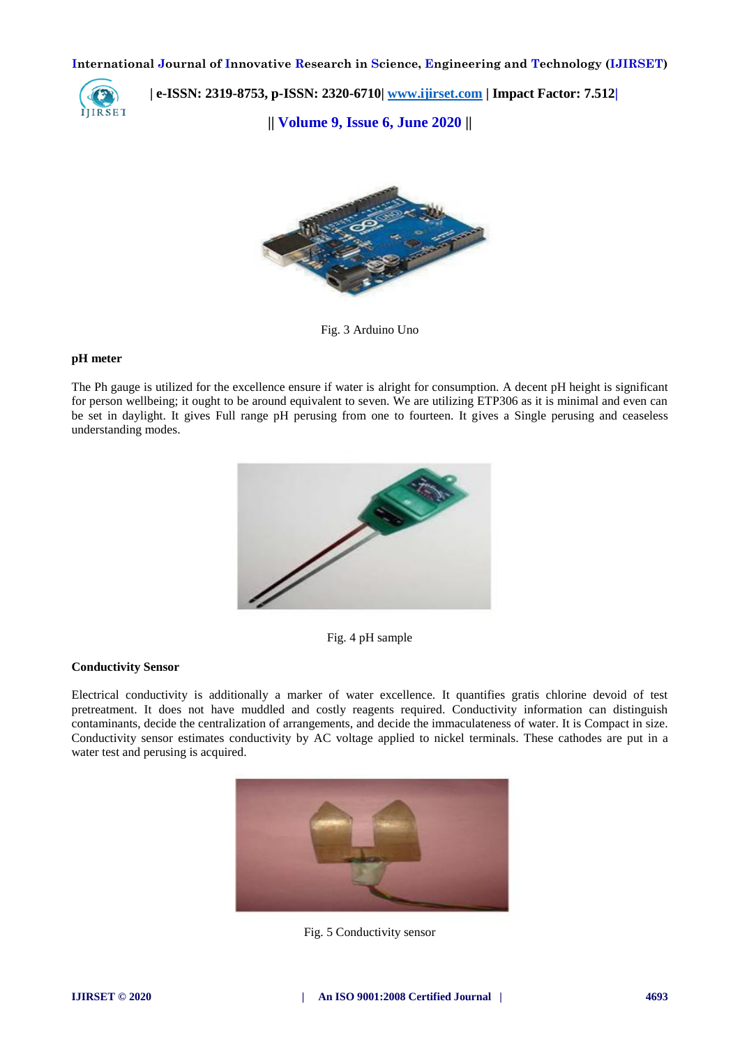Fig. 3 Arduino Uno

**pH meter**

The Ph gauge is utilized for the excellence ensure if water is alright for consumption. A decent pH height is significant for person wellbeing; it ought to be around equivalent to seven. We are utilizing ETP306 as it is minimal and even can be set in daylight. It gives Full range pH perusing from one to fourteen. It gives a Single perusing and ceaseless understanding modes.

Fig. 4 pH sample

**Conductivity Sensor**

Electrical conductivity is additionally a marker of water excellence. It quantifies gratis chlorine devoid of test pretreatment. It does not have muddled and costly reagents required. Conductivity information can distinguish contaminants, decide the centralization of arrangements, and decide the immaculateness of water. It is Compact in size. Conductivity sensor estimates conductivity by AC voltage applied to nickel terminals. These cathodes are put in a water test and perusing is acquired.

Fig. 5 Conductivity sensor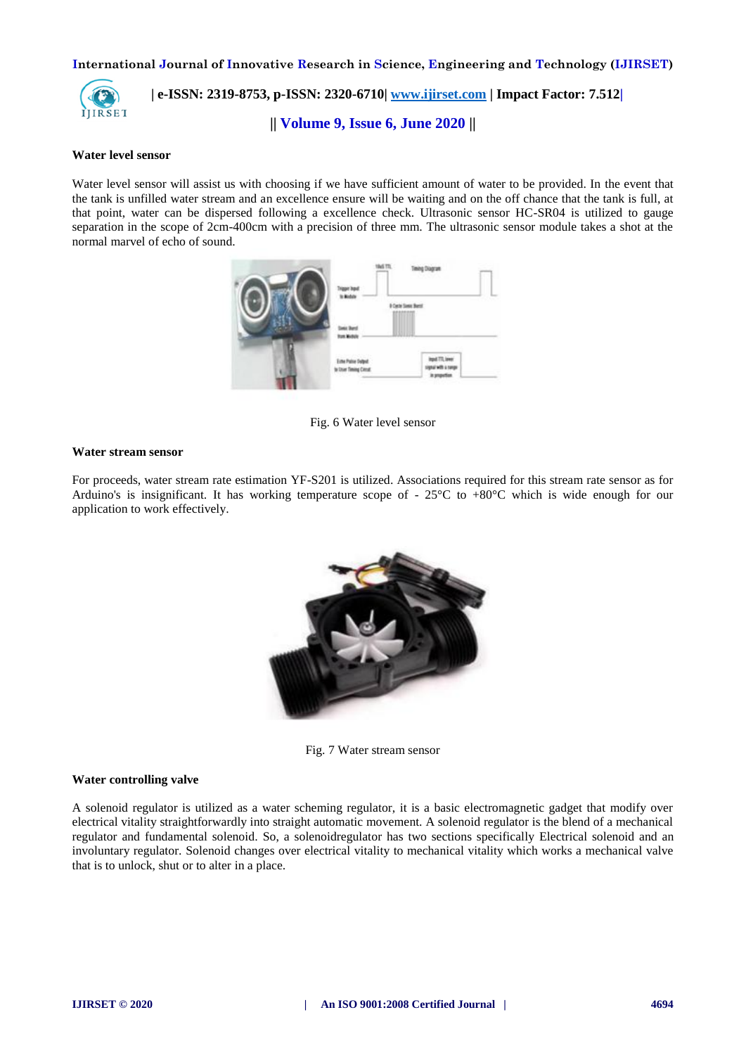**Water level sensor**

Water level sensor will assist us with choosing if we have sufficient amount of water to be provided. In the event that the tank is unfilled water stream and an excellence ensure will be waiting and on the off chance that the tank is full, at that point, water can be dispersed following a excellence check. Ultrasonic sensor HC-SR04 is utilized to gauge separation in the scope of 2cm-400cm with a precision of three mm. The ultrasonic sensor module takes a shot at the normal marvel of echo of sound.

Fig. 6 Water level sensor

**Water stream sensor**

For proceeds, water stream rate estimation YF-S201 is utilized. Associations required for this stream rate sensor as for Arduino's is insignificant. It has working temperature scope of - 25°C to +80°C which is wide enough for our application to work effectively.

Fig. 7 Water stream sensor

**Water controlling valve**

A solenoid regulator is utilized as a water scheming regulator, it is a basic electromagnetic gadget that modify over electrical vitality straightforwardly into straight automatic movement. A solenoid regulator is the blend of a mechanical regulator and fundamental solenoid. So, a solenoidregulator has two sections specifically Electrical solenoid and an involuntary regulator. Solenoid changes over electrical vitality to mechanical vitality which works a mechanical valve that is to unlock, shut or to alter in a place.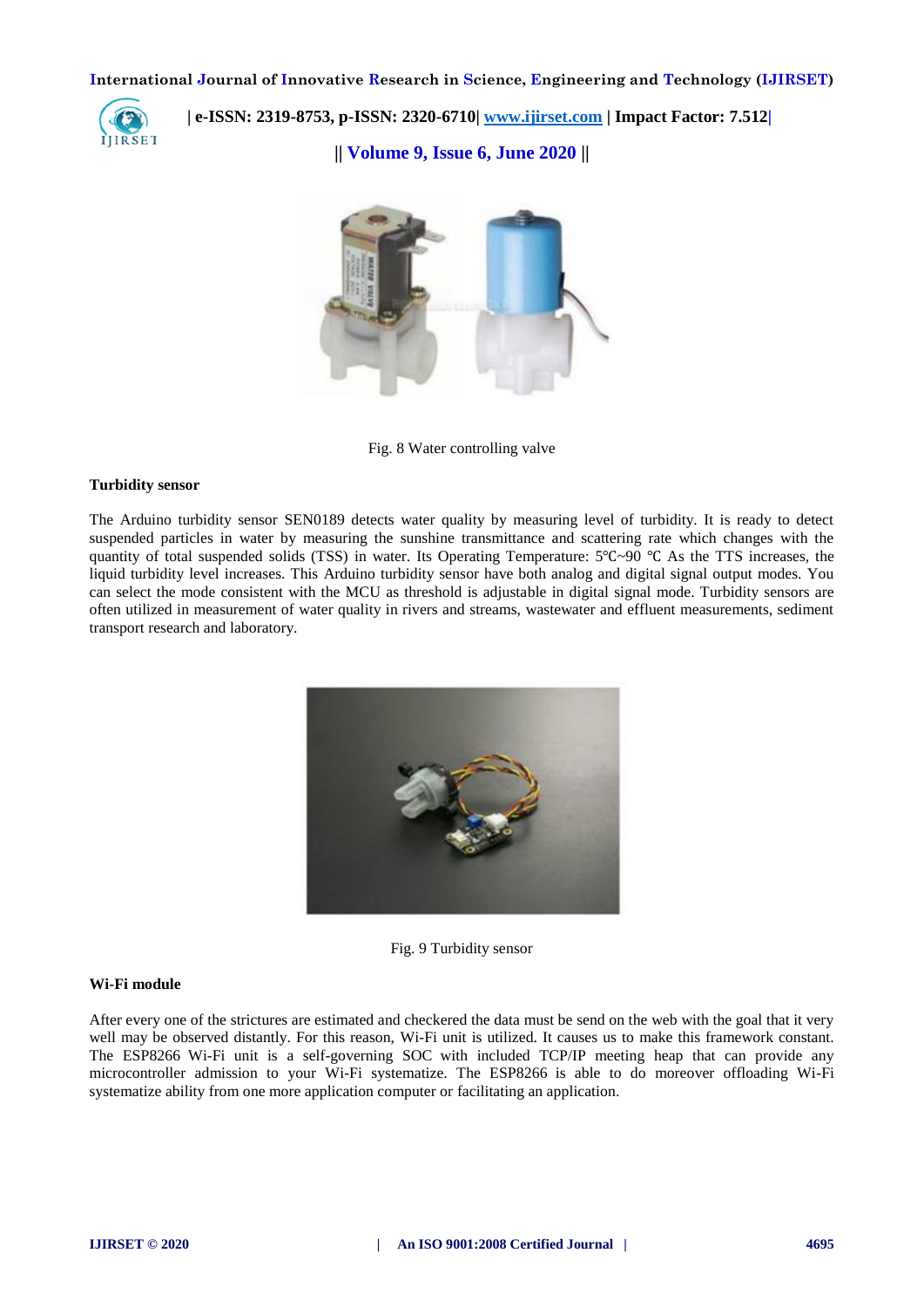Fig. 8 Water controlling valve

**Turbidity sensor**

The Arduino turbidity sensor SEN0189 detects water quality by measuring level of turbidity. It is ready to detect suspended particles in water by measuring the sunshine transmittance and scattering rate which changes with the quantity of total suspended solids (TSS) in water. Its Operating Temperature: 5℃~90 ℃ As the TTS increases, the liquid turbidity level increases. This Arduino turbidity sensor have both analog and digital signal output modes. You can select the mode consistent with the MCU as threshold is adjustable in digital signal mode. Turbidity sensors are often utilized in measurement of water quality in rivers and streams, wastewater and effluent measurements, sediment transport research and laboratory.

Fig. 9 Turbidity sensor

**Wi-Fi module**

After every one of the strictures are estimated and checkered the data must be send on the web with the goal that it very well may be observed distantly. For this reason, Wi-Fi unit is utilized. It causes us to make this framework constant. The ESP8266 Wi-Fi unit is a self-governing SOC with included TCP/IP meeting heap that can provide any microcontroller admission to your Wi-Fi systematize. The ESP8266 is able to do moreover offloading Wi-Fi systematize ability from one more application computer or facilitating an application.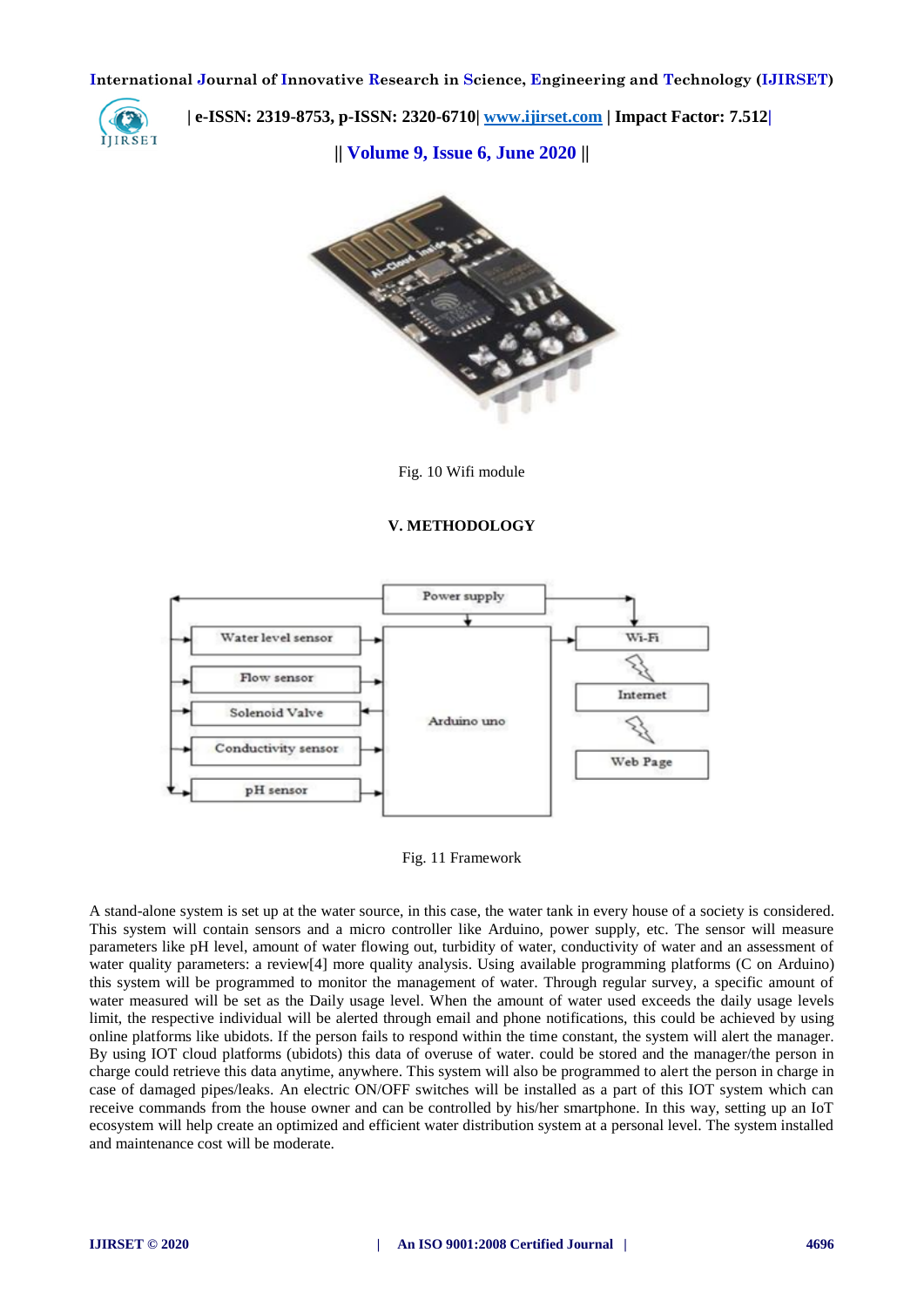Fig. 10 Wifi module

## V. METHODOLOGY

Fig. 11 Framework

A stand-alone system is set up at the water source, in this case, the water tank in every house of a society is considered. This system will contain sensors and a micro controller like Arduino, power supply, etc. The sensor will measure parameters like pH level, amount of water flowing out, turbidity of water, conductivity of water and an assessment of water quality parameters: a review[4] more quality analysis. Using available programming platforms (C on Arduino) this system will be programmed to monitor the management of water. Through regular survey, a specific amount of water measured will be set as the Daily usage level. When the amount of water used exceeds the daily usage levels limit, the respective individual will be alerted through email and phone notifications, this could be achieved by using online platforms like ubidots. If the person fails to respond within the time constant, the system will alert the manager. By using IOT cloud platforms (ubidots) this data of overuse of water. could be stored and the manager/the person in charge could retrieve this data anytime, anywhere. This system will also be programmed to alert the person in charge in case of damaged pipes/leaks. An electric ON/OFF switches will be installed as a part of this IOT system which can receive commands from the house owner and can be controlled by his/her smartphone. In this way, setting up an IoT ecosystem will help create an optimized and efficient water distribution system at a personal level. The system installed and maintenance cost will be moderate.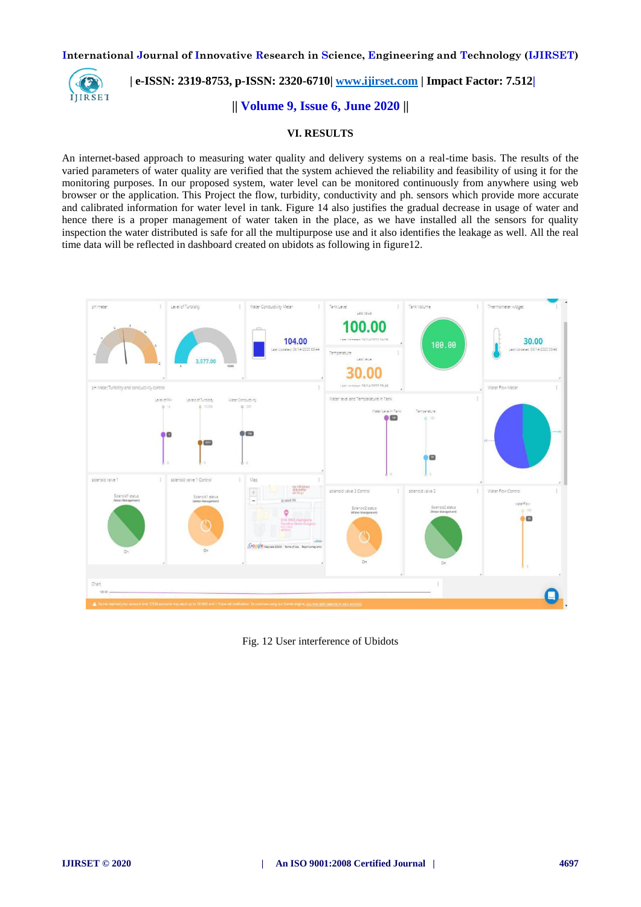## VI. RESULTS

An internet-based approach to measuring water quality and delivery systems on a real-time basis. The results of the varied parameters of water quality are verified that the system achieved the reliability and feasibility of using it for the monitoring purposes. In our proposed system, water level can be monitored continuously from anywhere using web browser or the application. This Project the flow, turbidity, conductivity and ph. sensors which provide more accurate and calibrated information for water level in tank. Figure 14 also justifies the gradual decrease in usage of water and hence there is a proper management of water taken in the place, as we have installed all the sensors for quality inspection the water distributed is safe for all the multipurpose use and it also identifies the leakage as well. All the real time data will be reflected in dashboard created on ubidots as following in figure12.

Fig. 12 User interference of Ubidots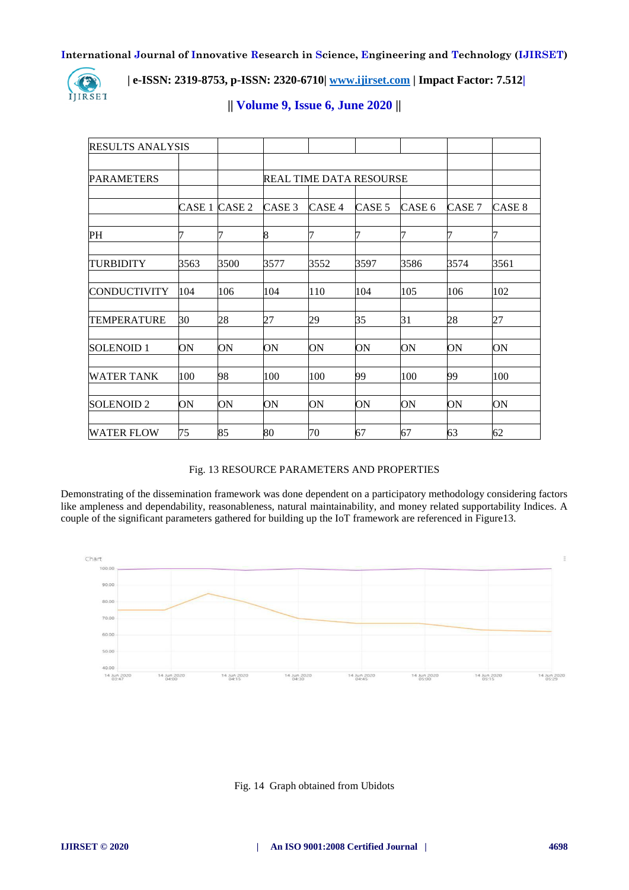| RESULTS ANALYSIS | | | | | | | | |
|---|---|---|---|---|---|---|---|---|
| | | | | | | | | |
| PARAMETERS | | | REAL TIME DATA RESOURSE | | | | | |
| | | | | | | | | |
| | CASE 1 | CASE 2 | CASE 3 | CASE 4 | CASE 5 | CASE 6 | CASE 7 | CASE 8 |
| | | | | | | | | |
| PH | 7 | 7 | 8 | 7 | 7 | 7 | 7 | 7 |
| | | | | | | | | |
| TURBIDITY | 3563 | 3500 | 3577 | 3552 | 3597 | 3586 | 3574 | 3561 |
| | | | | | | | | |
| CONDUCTIVITY | 104 | 106 | 104 | 110 | 104 | 105 | 106 | 102 |
| | | | | | | | | |
| TEMPERATURE | 30 | 28 | 27 | 29 | 35 | 31 | 28 | 27 |
| | | | | | | | | |
| SOLENOID 1 | ON | ON | ON | ON | ON | ON | ON | ON |
| | | | | | | | | |
| WATER TANK | 100 | 98 | 100 | 100 | 99 | 100 | 99 | 100 |
| | | | | | | | | |
| SOLENOID 2 | ON | ON | ON | ON | ON | ON | ON | ON |
| | | | | | | | | |
| WATER FLOW | 75 | 85 | 80 | 70 | 67 | 67 | 63 | 62 |

Fig. 13 RESOURCE PARAMETERS AND PROPERTIES

Demonstrating of the dissemination framework was done dependent on a participatory methodology considering factors like ampleness and dependability, reasonableness, natural maintainability, and money related supportability Indices. A couple of the significant parameters gathered for building up the IoT framework are referenced in Figure13.

Fig. 14 Graph obtained from Ubidots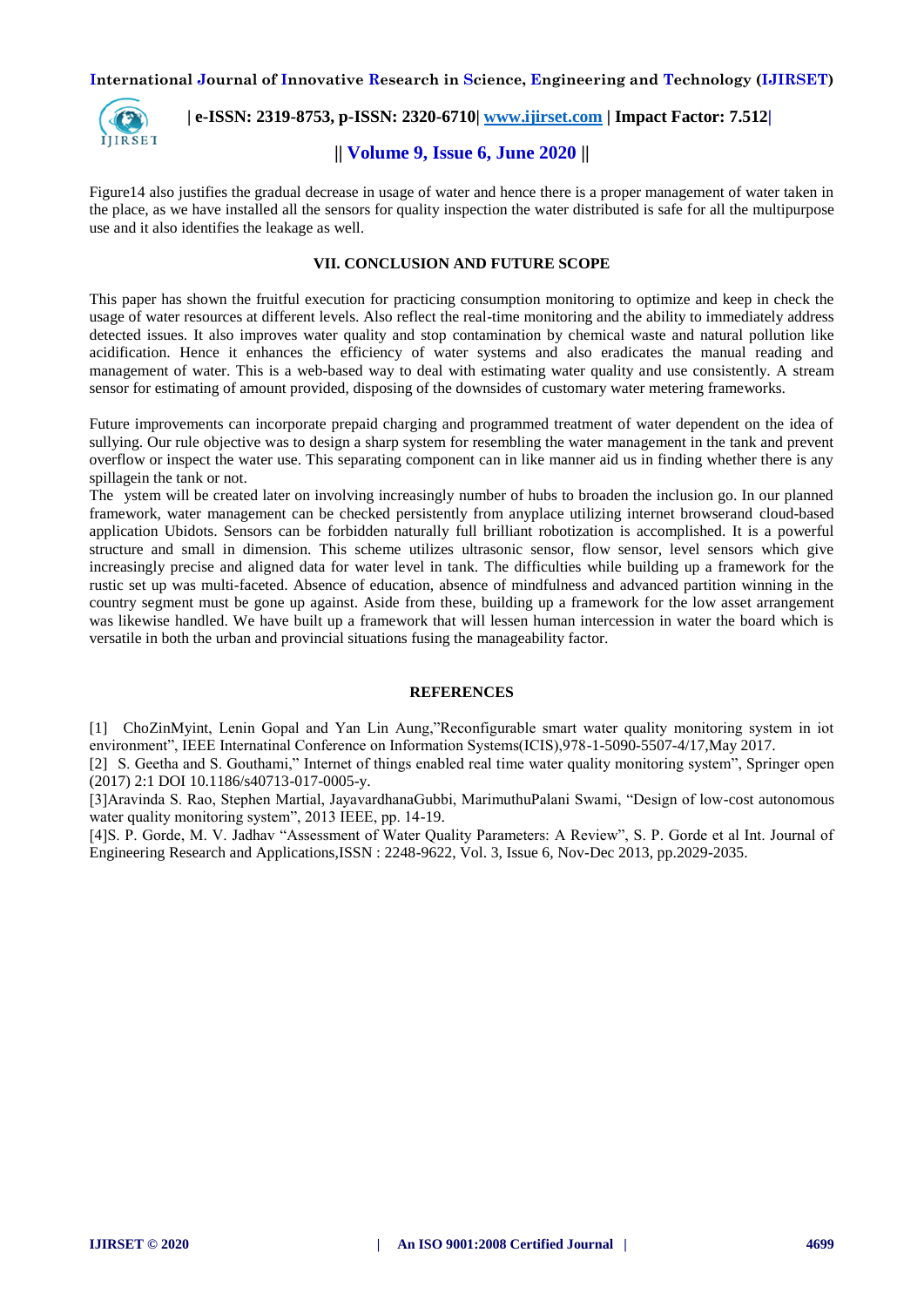Figure14 also justifies the gradual decrease in usage of water and hence there is a proper management of water taken in the place, as we have installed all the sensors for quality inspection the water distributed is safe for all the multipurpose use and it also identifies the leakage as well.

## VII. CONCLUSION AND FUTURE SCOPE

This paper has shown the fruitful execution for practicing consumption monitoring to optimize and keep in check the usage of water resources at different levels. Also reflect the real-time monitoring and the ability to immediately address detected issues. It also improves water quality and stop contamination by chemical waste and natural pollution like acidification. Hence it enhances the efficiency of water systems and also eradicates the manual reading and management of water. This is a web-based way to deal with estimating water quality and use consistently. A stream sensor for estimating of amount provided, disposing of the downsides of customary water metering frameworks.

Future improvements can incorporate prepaid charging and programmed treatment of water dependent on the idea of sullying. Our rule objective was to design a sharp system for resembling the water management in the tank and prevent overflow or inspect the water use. This separating component can in like manner aid us in finding whether there is any spillagein the tank or not.

The ystem will be created later on involving increasingly number of hubs to broaden the inclusion go. In our planned framework, water management can be checked persistently from anyplace utilizing internet browserand cloud-based application Ubidots. Sensors can be forbidden naturally full brilliant robotization is accomplished. It is a powerful structure and small in dimension. This scheme utilizes ultrasonic sensor, flow sensor, level sensors which give increasingly precise and aligned data for water level in tank. The difficulties while building up a framework for the rustic set up was multi-faceted. Absence of education, absence of mindfulness and advanced partition winning in the country segment must be gone up against. Aside from these, building up a framework for the low asset arrangement was likewise handled. We have built up a framework that will lessen human intercession in water the board which is versatile in both the urban and provincial situations fusing the manageability factor.

## REFERENCES

[1] ChoZinMyint, Lenin Gopal and Yan Lin Aung,"Reconfigurable smart water quality monitoring system in iot environment", IEEE Internatinal Conference on Information Systems(ICIS),978-1-5090-5507-4/17,May 2017.

[2] S. Geetha and S. Gouthami," Internet of things enabled real time water quality monitoring system", Springer open (2017) 2:1 DOI 10.1186/s40713-017-0005-y.

[3]Aravinda S. Rao, Stephen Martial, JayavardhanaGubbi, MarimuthuPalani Swami, "Design of low-cost autonomous water quality monitoring system", 2013 IEEE, pp. 14-19.

[4]S. P. Gorde, M. V. Jadhav "Assessment of Water Quality Parameters: A Review", S. P. Gorde et al Int. Journal of Engineering Research and Applications,ISSN : 2248-9622, Vol. 3, Issue 6, Nov-Dec 2013, pp.2029-2035.